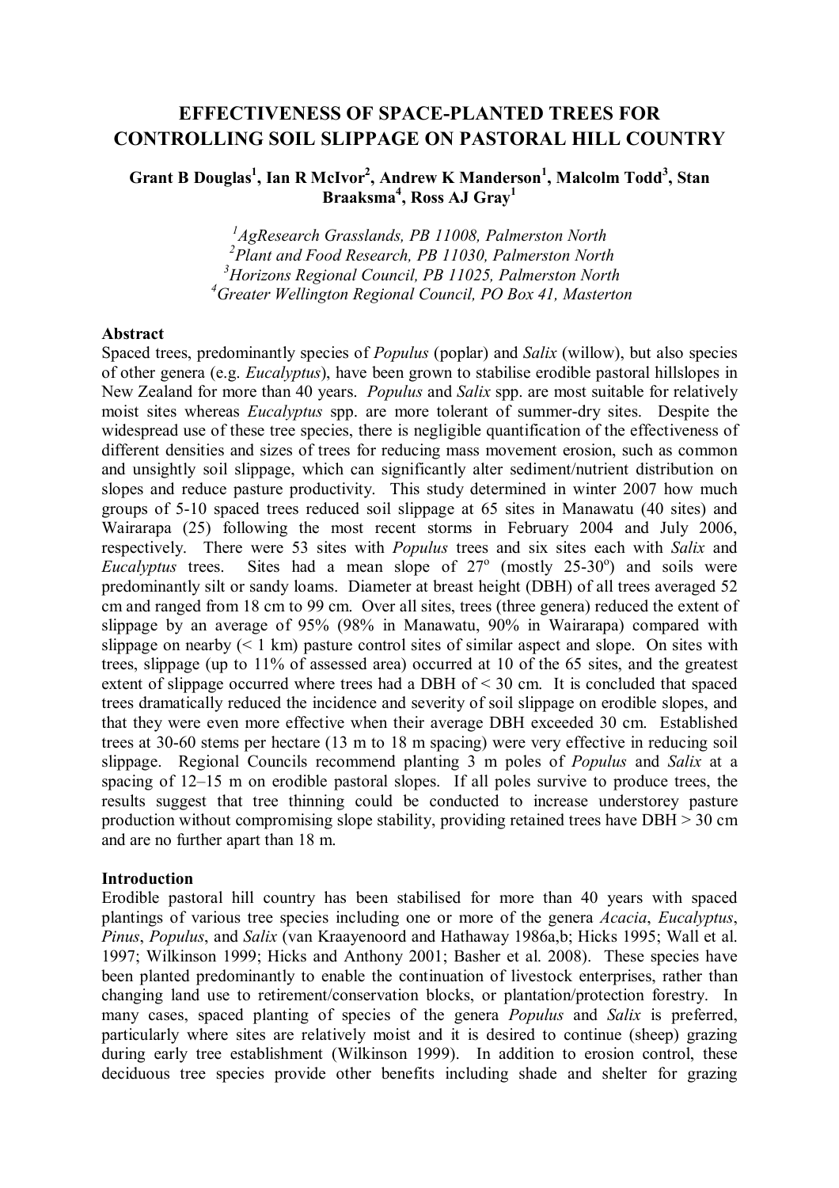# EFFECTIVENESS OF SPACE-PLANTED TREES FOR CONTROLLING SOIL SLIPPAGE ON PASTORAL HILL COUNTRY

**Grant B Douglas[1], Ian R McIvor[2], Andrew K Manderson[1], Malcolm Todd[3], Stan Braaksma[4], Ross AJ Gray[1]**

[1]*AgResearch Grasslands, PB 11008, Palmerston North*
[2]*Plant and Food Research, PB 11030, Palmerston North*
[3]*Horizons Regional Council, PB 11025, Palmerston North*
[4]*Greater Wellington Regional Council, PO Box 41, Masterton*

## Abstract

Spaced trees, predominantly species of *Populus* (poplar) and *Salix* (willow), but also species of other genera (e.g. *Eucalyptus*), have been grown to stabilise erodible pastoral hillslopes in New Zealand for more than 40 years. *Populus* and *Salix* spp. are most suitable for relatively moist sites whereas *Eucalyptus* spp. are more tolerant of summer-dry sites. Despite the widespread use of these tree species, there is negligible quantification of the effectiveness of different densities and sizes of trees for reducing mass movement erosion, such as common and unsightly soil slippage, which can significantly alter sediment/nutrient distribution on slopes and reduce pasture productivity. This study determined in winter 2007 how much groups of 5-10 spaced trees reduced soil slippage at 65 sites in Manawatu (40 sites) and Wairarapa (25) following the most recent storms in February 2004 and July 2006, respectively. There were 53 sites with *Populus* trees and six sites each with *Salix* and *Eucalyptus* trees. Sites had a mean slope of 27$^{o}$ (mostly 25-30$^{o}$) and soils were predominantly silt or sandy loams. Diameter at breast height (DBH) of all trees averaged 52 cm and ranged from 18 cm to 99 cm. Over all sites, trees (three genera) reduced the extent of slippage by an average of 95% (98% in Manawatu, 90% in Wairarapa) compared with slippage on nearby (< 1 km) pasture control sites of similar aspect and slope. On sites with trees, slippage (up to 11% of assessed area) occurred at 10 of the 65 sites, and the greatest extent of slippage occurred where trees had a DBH of < 30 cm. It is concluded that spaced trees dramatically reduced the incidence and severity of soil slippage on erodible slopes, and that they were even more effective when their average DBH exceeded 30 cm. Established trees at 30-60 stems per hectare (13 m to 18 m spacing) were very effective in reducing soil slippage. Regional Councils recommend planting 3 m poles of *Populus* and *Salix* at a spacing of 12–15 m on erodible pastoral slopes. If all poles survive to produce trees, the results suggest that tree thinning could be conducted to increase understorey pasture production without compromising slope stability, providing retained trees have DBH > 30 cm and are no further apart than 18 m.

## Introduction

Erodible pastoral hill country has been stabilised for more than 40 years with spaced plantings of various tree species including one or more of the genera *Acacia*, *Eucalyptus*, *Pinus*, *Populus*, and *Salix* (van Kraayenoord and Hathaway 1986a,b; Hicks 1995; Wall et al. 1997; Wilkinson 1999; Hicks and Anthony 2001; Basher et al. 2008). These species have been planted predominantly to enable the continuation of livestock enterprises, rather than changing land use to retirement/conservation blocks, or plantation/protection forestry. In many cases, spaced planting of species of the genera *Populus* and *Salix* is preferred, particularly where sites are relatively moist and it is desired to continue (sheep) grazing during early tree establishment (Wilkinson 1999). In addition to erosion control, these deciduous tree species provide other benefits including shade and shelter for grazing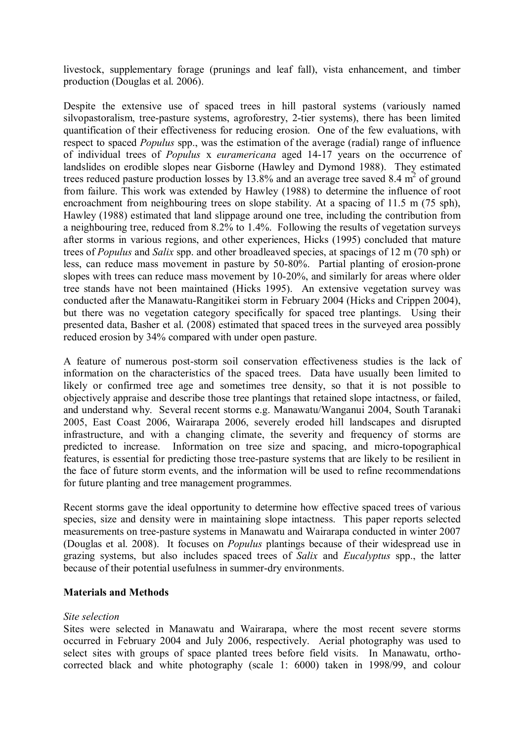livestock, supplementary forage (prunings and leaf fall), vista enhancement, and timber production (Douglas et al. 2006).

Despite the extensive use of spaced trees in hill pastoral systems (variously named silvopastoralism, tree-pasture systems, agroforestry, 2-tier systems), there has been limited quantification of their effectiveness for reducing erosion. One of the few evaluations, with respect to spaced *Populus* spp., was the estimation of the average (radial) range of influence of individual trees of *Populus* x *euramericana* aged 14-17 years on the occurrence of landslides on erodible slopes near Gisborne (Hawley and Dymond 1988). They estimated trees reduced pasture production losses by 13.8% and an average tree saved 8.4 $m^2$ of ground from failure. This work was extended by Hawley (1988) to determine the influence of root encroachment from neighbouring trees on slope stability. At a spacing of 11.5 m (75 sph), Hawley (1988) estimated that land slippage around one tree, including the contribution from a neighbouring tree, reduced from 8.2% to 1.4%. Following the results of vegetation surveys after storms in various regions, and other experiences, Hicks (1995) concluded that mature trees of *Populus* and *Salix* spp. and other broadleaved species, at spacings of 12 m (70 sph) or less, can reduce mass movement in pasture by 50-80%. Partial planting of erosion-prone slopes with trees can reduce mass movement by 10-20%, and similarly for areas where older tree stands have not been maintained (Hicks 1995). An extensive vegetation survey was conducted after the Manawatu-Rangitikei storm in February 2004 (Hicks and Crippen 2004), but there was no vegetation category specifically for spaced tree plantings. Using their presented data, Basher et al. (2008) estimated that spaced trees in the surveyed area possibly reduced erosion by 34% compared with under open pasture.

A feature of numerous post-storm soil conservation effectiveness studies is the lack of information on the characteristics of the spaced trees. Data have usually been limited to likely or confirmed tree age and sometimes tree density, so that it is not possible to objectively appraise and describe those tree plantings that retained slope intactness, or failed, and understand why. Several recent storms e.g. Manawatu/Wanganui 2004, South Taranaki 2005, East Coast 2006, Wairarapa 2006, severely eroded hill landscapes and disrupted infrastructure, and with a changing climate, the severity and frequency of storms are predicted to increase. Information on tree size and spacing, and micro-topographical features, is essential for predicting those tree-pasture systems that are likely to be resilient in the face of future storm events, and the information will be used to refine recommendations for future planting and tree management programmes.

Recent storms gave the ideal opportunity to determine how effective spaced trees of various species, size and density were in maintaining slope intactness. This paper reports selected measurements on tree-pasture systems in Manawatu and Wairarapa conducted in winter 2007 (Douglas et al. 2008). It focuses on *Populus* plantings because of their widespread use in grazing systems, but also includes spaced trees of *Salix* and *Eucalyptus* spp., the latter because of their potential usefulness in summer-dry environments.

## Materials and Methods

### *Site selection*

Sites were selected in Manawatu and Wairarapa, where the most recent severe storms occurred in February 2004 and July 2006, respectively. Aerial photography was used to select sites with groups of space planted trees before field visits. In Manawatu, ortho-corrected black and white photography (scale 1: 6000) taken in 1998/99, and colour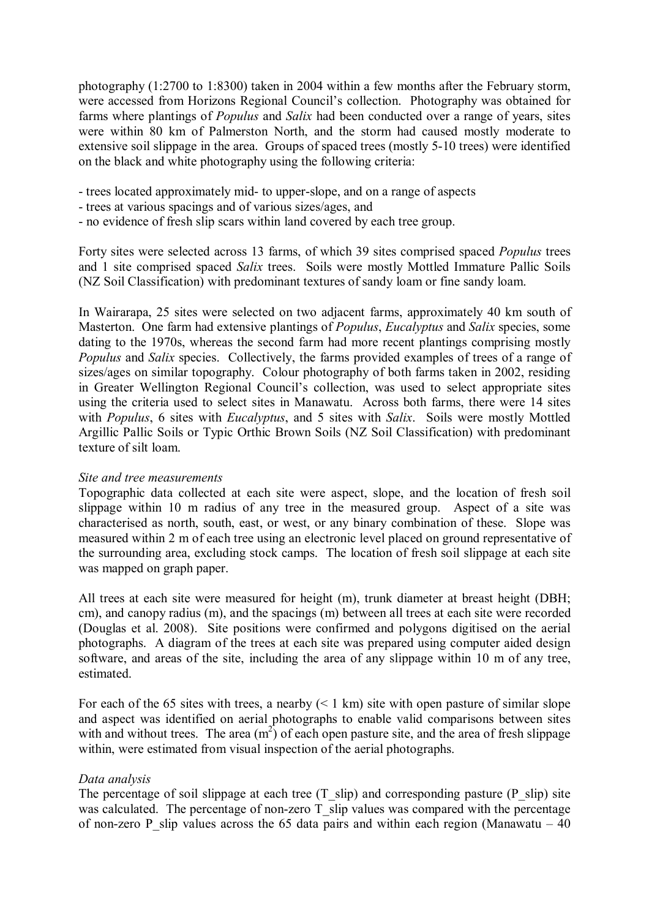photography (1:2700 to 1:8300) taken in 2004 within a few months after the February storm, were accessed from Horizons Regional Council's collection. Photography was obtained for farms where plantings of *Populus* and *Salix* had been conducted over a range of years, sites were within 80 km of Palmerston North, and the storm had caused mostly moderate to extensive soil slippage in the area. Groups of spaced trees (mostly 5-10 trees) were identified on the black and white photography using the following criteria:

- trees located approximately mid- to upper-slope, and on a range of aspects
- trees at various spacings and of various sizes/ages, and
- no evidence of fresh slip scars within land covered by each tree group.

Forty sites were selected across 13 farms, of which 39 sites comprised spaced *Populus* trees and 1 site comprised spaced *Salix* trees. Soils were mostly Mottled Immature Pallic Soils (NZ Soil Classification) with predominant textures of sandy loam or fine sandy loam.

In Wairarapa, 25 sites were selected on two adjacent farms, approximately 40 km south of Masterton. One farm had extensive plantings of *Populus*, *Eucalyptus* and *Salix* species, some dating to the 1970s, whereas the second farm had more recent plantings comprising mostly *Populus* and *Salix* species. Collectively, the farms provided examples of trees of a range of sizes/ages on similar topography. Colour photography of both farms taken in 2002, residing in Greater Wellington Regional Council's collection, was used to select appropriate sites using the criteria used to select sites in Manawatu. Across both farms, there were 14 sites with *Populus*, 6 sites with *Eucalyptus*, and 5 sites with *Salix*. Soils were mostly Mottled Argillic Pallic Soils or Typic Orthic Brown Soils (NZ Soil Classification) with predominant texture of silt loam.

*Site and tree measurements*

Topographic data collected at each site were aspect, slope, and the location of fresh soil slippage within 10 m radius of any tree in the measured group. Aspect of a site was characterised as north, south, east, or west, or any binary combination of these. Slope was measured within 2 m of each tree using an electronic level placed on ground representative of the surrounding area, excluding stock camps. The location of fresh soil slippage at each site was mapped on graph paper.

All trees at each site were measured for height (m), trunk diameter at breast height (DBH; cm), and canopy radius (m), and the spacings (m) between all trees at each site were recorded (Douglas et al. 2008). Site positions were confirmed and polygons digitised on the aerial photographs. A diagram of the trees at each site was prepared using computer aided design software, and areas of the site, including the area of any slippage within 10 m of any tree, estimated.

For each of the 65 sites with trees, a nearby (< 1 km) site with open pasture of similar slope and aspect was identified on aerial photographs to enable valid comparisons between sites with and without trees. The area ($m^2$) of each open pasture site, and the area of fresh slippage within, were estimated from visual inspection of the aerial photographs.

*Data analysis*

The percentage of soil slippage at each tree (T_slip) and corresponding pasture (P_slip) site was calculated. The percentage of non-zero T_slip values was compared with the percentage of non-zero P_slip values across the 65 data pairs and within each region (Manawatu – 40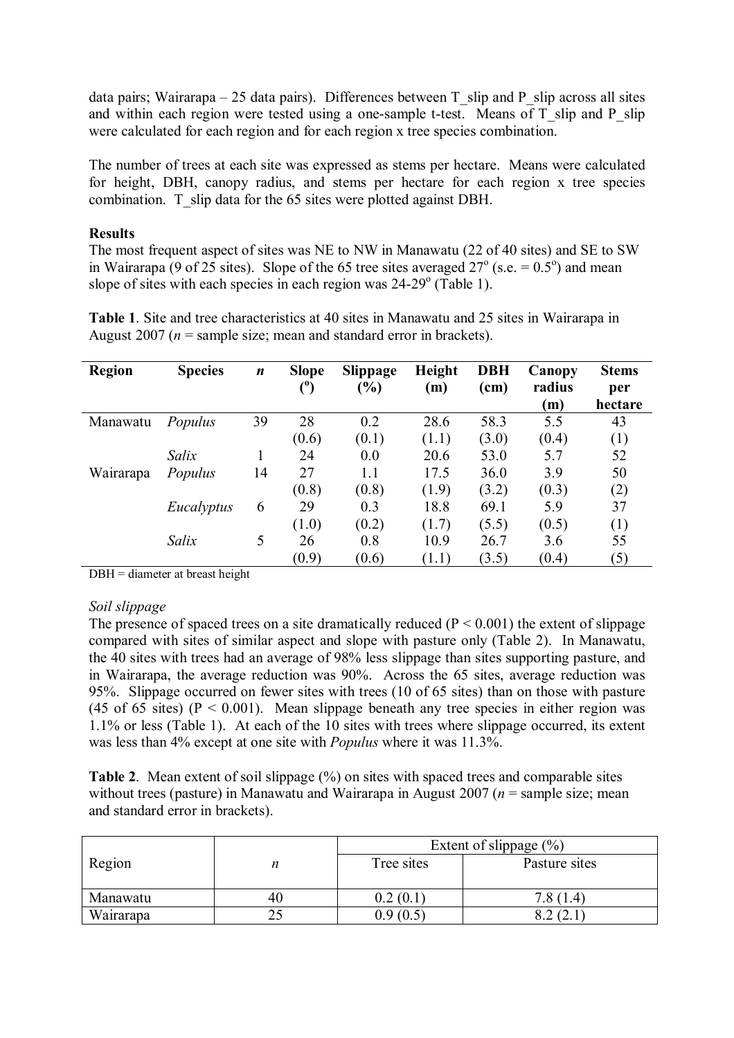data pairs; Wairarapa – 25 data pairs). Differences between T_slip and P_slip across all sites and within each region were tested using a one-sample t-test. Means of T_slip and P_slip were calculated for each region and for each region x tree species combination.

The number of trees at each site was expressed as stems per hectare. Means were calculated for height, DBH, canopy radius, and stems per hectare for each region x tree species combination. T_slip data for the 65 sites were plotted against DBH.

**Results**

The most frequent aspect of sites was NE to NW in Manawatu (22 of 40 sites) and SE to SW in Wairarapa (9 of 25 sites). Slope of the 65 tree sites averaged 27$^o$ (s.e. = 0.5$^o$) and mean slope of sites with each species in each region was 24-29$^o$ (Table 1).

**Table 1**. Site and tree characteristics at 40 sites in Manawatu and 25 sites in Wairarapa in August 2007 (*n* = sample size; mean and standard error in brackets).

| Region | Species | *n* | Slope ($^o$) | Slippage (%) | Height (m) | DBH (cm) | Canopy radius (m) | Stems per hectare |
|---|---|---|---|---|---|---|---|---|
| Manawatu | *Populus* | 39 | 28 (0.6) | 0.2 (0.1) | 28.6 (1.1) | 58.3 (3.0) | 5.5 (0.4) | 43 (1) |
| | *Salix* | 1 | 24 | 0.0 | 20.6 | 53.0 | 5.7 | 52 |
| Wairarapa | *Populus* | 14 | 27 (0.8) | 1.1 (0.8) | 17.5 (1.9) | 36.0 (3.2) | 3.9 (0.3) | 50 (2) |
| | *Eucalyptus* | 6 | 29 (1.0) | 0.3 (0.2) | 18.8 (1.7) | 69.1 (5.5) | 5.9 (0.5) | 37 (1) |
| | *Salix* | 5 | 26 (0.9) | 0.8 (0.6) | 10.9 (1.1) | 26.7 (3.5) | 3.6 (0.4) | 55 (5) |

DBH = diameter at breast height

*Soil slippage*

The presence of spaced trees on a site dramatically reduced ($P < 0.001$) the extent of slippage compared with sites of similar aspect and slope with pasture only (Table 2). In Manawatu, the 40 sites with trees had an average of 98% less slippage than sites supporting pasture, and in Wairarapa, the average reduction was 90%. Across the 65 sites, average reduction was 95%. Slippage occurred on fewer sites with trees (10 of 65 sites) than on those with pasture (45 of 65 sites) ($P < 0.001$). Mean slippage beneath any tree species in either region was 1.1% or less (Table 1). At each of the 10 sites with trees where slippage occurred, its extent was less than 4% except at one site with *Populus* where it was 11.3%.

**Table 2**. Mean extent of soil slippage (%) on sites with spaced trees and comparable sites without trees (pasture) in Manawatu and Wairarapa in August 2007 (*n* = sample size; mean and standard error in brackets).

| Region | *n* | Extent of slippage (%) | |
|---|---|---|---|
| | | Tree sites | Pasture sites |
| Manawatu | 40 | 0.2 (0.1) | 7.8 (1.4) |
| Wairarapa | 25 | 0.9 (0.5) | 8.2 (2.1) |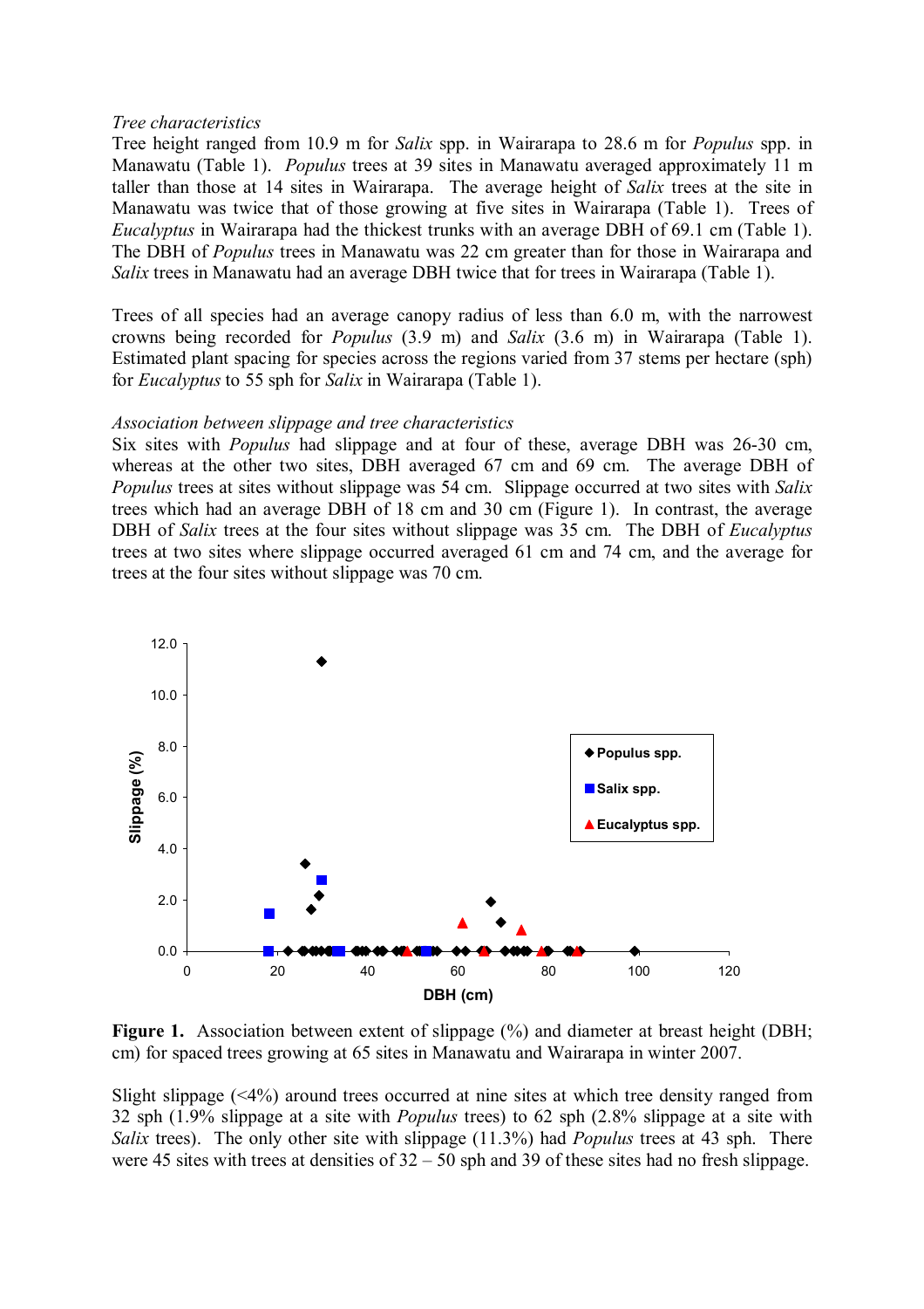*Tree characteristics*

Tree height ranged from 10.9 m for *Salix* spp. in Wairarapa to 28.6 m for *Populus* spp. in Manawatu (Table 1). *Populus* trees at 39 sites in Manawatu averaged approximately 11 m taller than those at 14 sites in Wairarapa. The average height of *Salix* trees at the site in Manawatu was twice that of those growing at five sites in Wairarapa (Table 1). Trees of *Eucalyptus* in Wairarapa had the thickest trunks with an average DBH of 69.1 cm (Table 1). The DBH of *Populus* trees in Manawatu was 22 cm greater than for those in Wairarapa and *Salix* trees in Manawatu had an average DBH twice that for trees in Wairarapa (Table 1).

Trees of all species had an average canopy radius of less than 6.0 m, with the narrowest crowns being recorded for *Populus* (3.9 m) and *Salix* (3.6 m) in Wairarapa (Table 1). Estimated plant spacing for species across the regions varied from 37 stems per hectare (sph) for *Eucalyptus* to 55 sph for *Salix* in Wairarapa (Table 1).

*Association between slippage and tree characteristics*

Six sites with *Populus* had slippage and at four of these, average DBH was 26-30 cm, whereas at the other two sites, DBH averaged 67 cm and 69 cm. The average DBH of *Populus* trees at sites without slippage was 54 cm. Slippage occurred at two sites with *Salix* trees which had an average DBH of 18 cm and 30 cm (Figure 1). In contrast, the average DBH of *Salix* trees at the four sites without slippage was 35 cm. The DBH of *Eucalyptus* trees at two sites where slippage occurred averaged 61 cm and 74 cm, and the average for trees at the four sites without slippage was 70 cm.

**Figure 1.** Association between extent of slippage (%) and diameter at breast height (DBH; cm) for spaced trees growing at 65 sites in Manawatu and Wairarapa in winter 2007.

Slight slippage (<4%) around trees occurred at nine sites at which tree density ranged from 32 sph (1.9% slippage at a site with *Populus* trees) to 62 sph (2.8% slippage at a site with *Salix* trees). The only other site with slippage (11.3%) had *Populus* trees at 43 sph. There were 45 sites with trees at densities of 32 – 50 sph and 39 of these sites had no fresh slippage.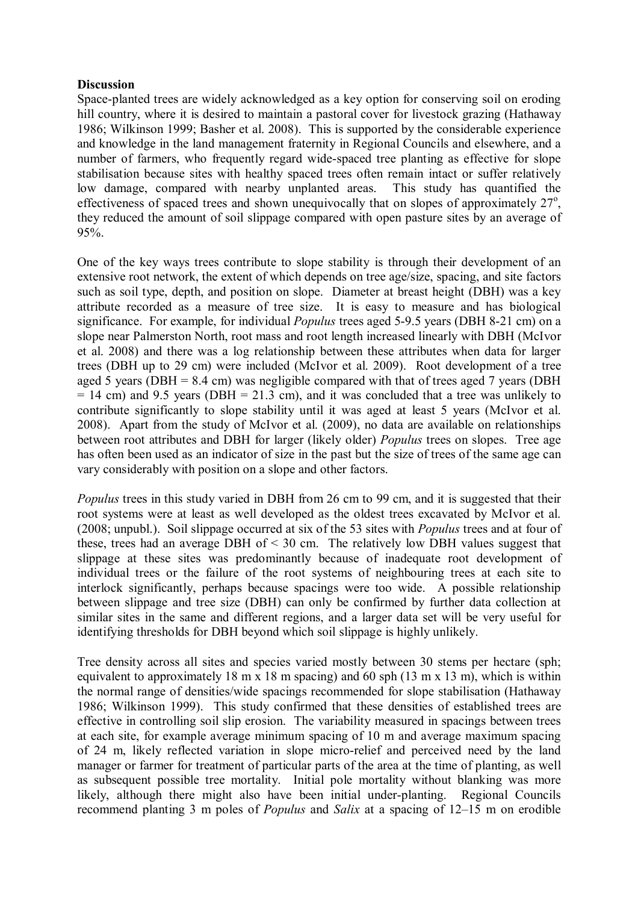**Discussion**

Space-planted trees are widely acknowledged as a key option for conserving soil on eroding hill country, where it is desired to maintain a pastoral cover for livestock grazing (Hathaway 1986; Wilkinson 1999; Basher et al. 2008). This is supported by the considerable experience and knowledge in the land management fraternity in Regional Councils and elsewhere, and a number of farmers, who frequently regard wide-spaced tree planting as effective for slope stabilisation because sites with healthy spaced trees often remain intact or suffer relatively low damage, compared with nearby unplanted areas. This study has quantified the effectiveness of spaced trees and shown unequivocally that on slopes of approximately 27°, they reduced the amount of soil slippage compared with open pasture sites by an average of 95%.

One of the key ways trees contribute to slope stability is through their development of an extensive root network, the extent of which depends on tree age/size, spacing, and site factors such as soil type, depth, and position on slope. Diameter at breast height (DBH) was a key attribute recorded as a measure of tree size. It is easy to measure and has biological significance. For example, for individual *Populus* trees aged 5-9.5 years (DBH 8-21 cm) on a slope near Palmerston North, root mass and root length increased linearly with DBH (McIvor et al. 2008) and there was a log relationship between these attributes when data for larger trees (DBH up to 29 cm) were included (McIvor et al. 2009). Root development of a tree aged 5 years (DBH = 8.4 cm) was negligible compared with that of trees aged 7 years (DBH = 14 cm) and 9.5 years (DBH = 21.3 cm), and it was concluded that a tree was unlikely to contribute significantly to slope stability until it was aged at least 5 years (McIvor et al. 2008). Apart from the study of McIvor et al. (2009), no data are available on relationships between root attributes and DBH for larger (likely older) *Populus* trees on slopes. Tree age has often been used as an indicator of size in the past but the size of trees of the same age can vary considerably with position on a slope and other factors.

*Populus* trees in this study varied in DBH from 26 cm to 99 cm, and it is suggested that their root systems were at least as well developed as the oldest trees excavated by McIvor et al. (2008; unpubl.). Soil slippage occurred at six of the 53 sites with *Populus* trees and at four of these, trees had an average DBH of < 30 cm. The relatively low DBH values suggest that slippage at these sites was predominantly because of inadequate root development of individual trees or the failure of the root systems of neighbouring trees at each site to interlock significantly, perhaps because spacings were too wide. A possible relationship between slippage and tree size (DBH) can only be confirmed by further data collection at similar sites in the same and different regions, and a larger data set will be very useful for identifying thresholds for DBH beyond which soil slippage is highly unlikely.

Tree density across all sites and species varied mostly between 30 stems per hectare (sph; equivalent to approximately 18 m x 18 m spacing) and 60 sph (13 m x 13 m), which is within the normal range of densities/wide spacings recommended for slope stabilisation (Hathaway 1986; Wilkinson 1999). This study confirmed that these densities of established trees are effective in controlling soil slip erosion. The variability measured in spacings between trees at each site, for example average minimum spacing of 10 m and average maximum spacing of 24 m, likely reflected variation in slope micro-relief and perceived need by the land manager or farmer for treatment of particular parts of the area at the time of planting, as well as subsequent possible tree mortality. Initial pole mortality without blanking was more likely, although there might also have been initial under-planting. Regional Councils recommend planting 3 m poles of *Populus* and *Salix* at a spacing of 12–15 m on erodible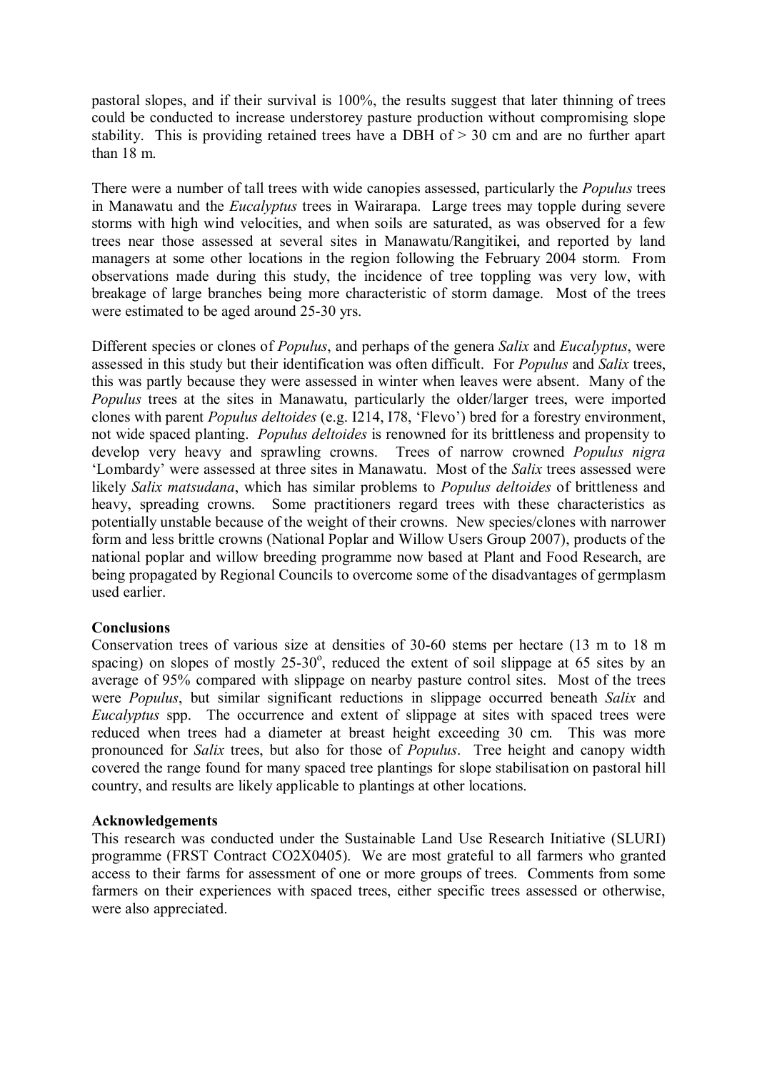pastoral slopes, and if their survival is 100%, the results suggest that later thinning of trees could be conducted to increase understorey pasture production without compromising slope stability. This is providing retained trees have a DBH of > 30 cm and are no further apart than 18 m.

There were a number of tall trees with wide canopies assessed, particularly the *Populus* trees in Manawatu and the *Eucalyptus* trees in Wairarapa. Large trees may topple during severe storms with high wind velocities, and when soils are saturated, as was observed for a few trees near those assessed at several sites in Manawatu/Rangitikei, and reported by land managers at some other locations in the region following the February 2004 storm. From observations made during this study, the incidence of tree toppling was very low, with breakage of large branches being more characteristic of storm damage. Most of the trees were estimated to be aged around 25-30 yrs.

Different species or clones of *Populus*, and perhaps of the genera *Salix* and *Eucalyptus*, were assessed in this study but their identification was often difficult. For *Populus* and *Salix* trees, this was partly because they were assessed in winter when leaves were absent. Many of the *Populus* trees at the sites in Manawatu, particularly the older/larger trees, were imported clones with parent *Populus deltoides* (e.g. I214, I78, 'Flevo') bred for a forestry environment, not wide spaced planting. *Populus deltoides* is renowned for its brittleness and propensity to develop very heavy and sprawling crowns. Trees of narrow crowned *Populus nigra* 'Lombardy' were assessed at three sites in Manawatu. Most of the *Salix* trees assessed were likely *Salix matsudana*, which has similar problems to *Populus deltoides* of brittleness and heavy, spreading crowns. Some practitioners regard trees with these characteristics as potentially unstable because of the weight of their crowns. New species/clones with narrower form and less brittle crowns (National Poplar and Willow Users Group 2007), products of the national poplar and willow breeding programme now based at Plant and Food Research, are being propagated by Regional Councils to overcome some of the disadvantages of germplasm used earlier.

**Conclusions**

Conservation trees of various size at densities of 30-60 stems per hectare (13 m to 18 m spacing) on slopes of mostly 25-30°, reduced the extent of soil slippage at 65 sites by an average of 95% compared with slippage on nearby pasture control sites. Most of the trees were *Populus*, but similar significant reductions in slippage occurred beneath *Salix* and *Eucalyptus* spp. The occurrence and extent of slippage at sites with spaced trees were reduced when trees had a diameter at breast height exceeding 30 cm. This was more pronounced for *Salix* trees, but also for those of *Populus*. Tree height and canopy width covered the range found for many spaced tree plantings for slope stabilisation on pastoral hill country, and results are likely applicable to plantings at other locations.

**Acknowledgements**

This research was conducted under the Sustainable Land Use Research Initiative (SLURI) programme (FRST Contract CO2X0405). We are most grateful to all farmers who granted access to their farms for assessment of one or more groups of trees. Comments from some farmers on their experiences with spaced trees, either specific trees assessed or otherwise, were also appreciated.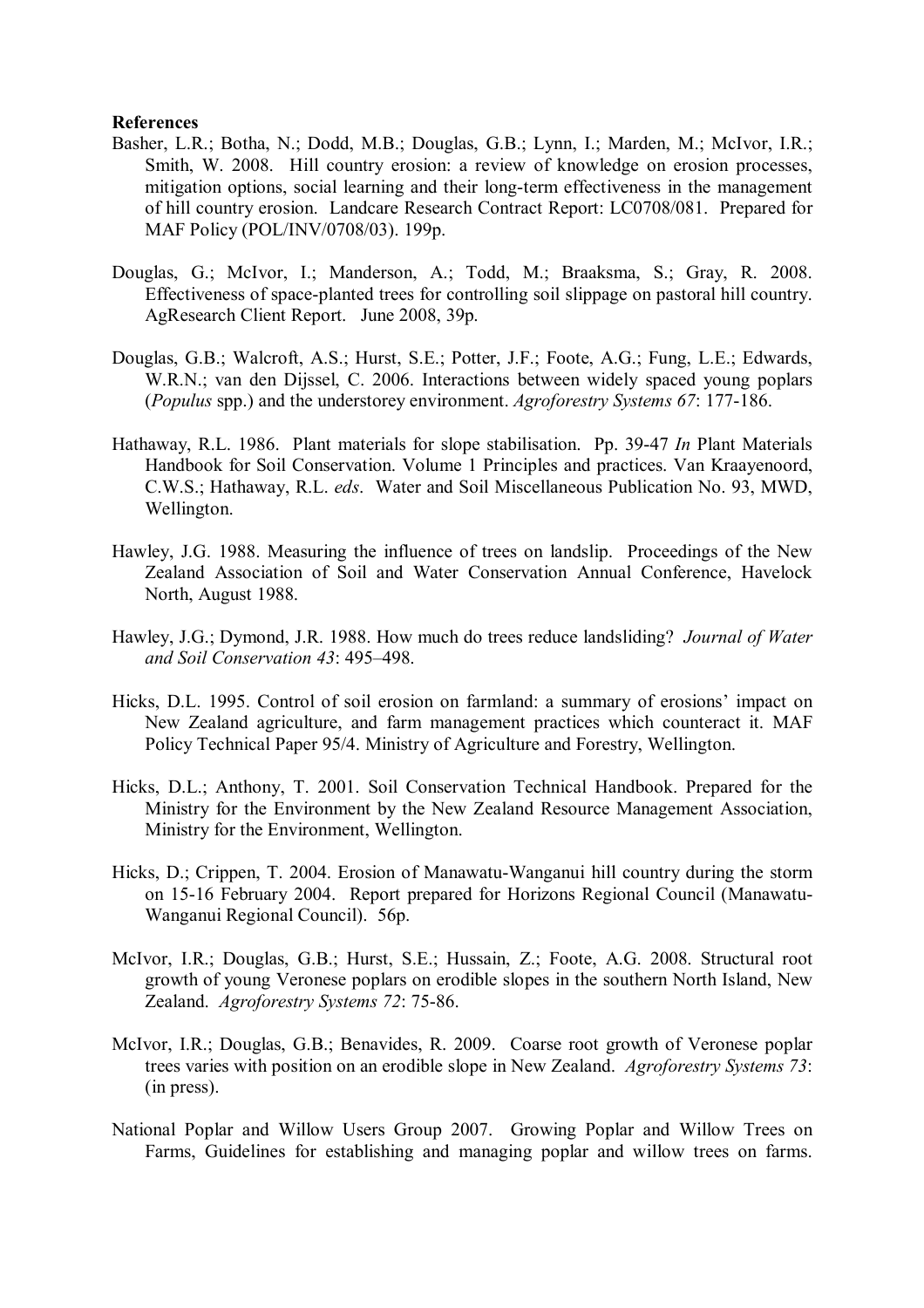**References**

Basher, L.R.; Botha, N.; Dodd, M.B.; Douglas, G.B.; Lynn, I.; Marden, M.; McIvor, I.R.; Smith, W. 2008. Hill country erosion: a review of knowledge on erosion processes, mitigation options, social learning and their long-term effectiveness in the management of hill country erosion. Landcare Research Contract Report: LC0708/081. Prepared for MAF Policy (POL/INV/0708/03). 199p.

Douglas, G.; McIvor, I.; Manderson, A.; Todd, M.; Braaksma, S.; Gray, R. 2008. Effectiveness of space-planted trees for controlling soil slippage on pastoral hill country. AgResearch Client Report. June 2008, 39p.

Douglas, G.B.; Walcroft, A.S.; Hurst, S.E.; Potter, J.F.; Foote, A.G.; Fung, L.E.; Edwards, W.R.N.; van den Dijssel, C. 2006. Interactions between widely spaced young poplars (*Populus* spp.) and the understorey environment. *Agroforestry Systems 67*: 177-186.

Hathaway, R.L. 1986. Plant materials for slope stabilisation. Pp. 39-47 *In* Plant Materials Handbook for Soil Conservation. Volume 1 Principles and practices. Van Kraayenoord, C.W.S.; Hathaway, R.L. *eds*. Water and Soil Miscellaneous Publication No. 93, MWD, Wellington.

Hawley, J.G. 1988. Measuring the influence of trees on landslip. Proceedings of the New Zealand Association of Soil and Water Conservation Annual Conference, Havelock North, August 1988.

Hawley, J.G.; Dymond, J.R. 1988. How much do trees reduce landsliding? *Journal of Water and Soil Conservation 43*: 495–498.

Hicks, D.L. 1995. Control of soil erosion on farmland: a summary of erosions' impact on New Zealand agriculture, and farm management practices which counteract it. MAF Policy Technical Paper 95/4. Ministry of Agriculture and Forestry, Wellington.

Hicks, D.L.; Anthony, T. 2001. Soil Conservation Technical Handbook. Prepared for the Ministry for the Environment by the New Zealand Resource Management Association, Ministry for the Environment, Wellington.

Hicks, D.; Crippen, T. 2004. Erosion of Manawatu-Wanganui hill country during the storm on 15-16 February 2004. Report prepared for Horizons Regional Council (Manawatu-Wanganui Regional Council). 56p.

McIvor, I.R.; Douglas, G.B.; Hurst, S.E.; Hussain, Z.; Foote, A.G. 2008. Structural root growth of young Veronese poplars on erodible slopes in the southern North Island, New Zealand. *Agroforestry Systems 72*: 75-86.

McIvor, I.R.; Douglas, G.B.; Benavides, R. 2009. Coarse root growth of Veronese poplar trees varies with position on an erodible slope in New Zealand. *Agroforestry Systems 73*: (in press).

National Poplar and Willow Users Group 2007. Growing Poplar and Willow Trees on Farms, Guidelines for establishing and managing poplar and willow trees on farms.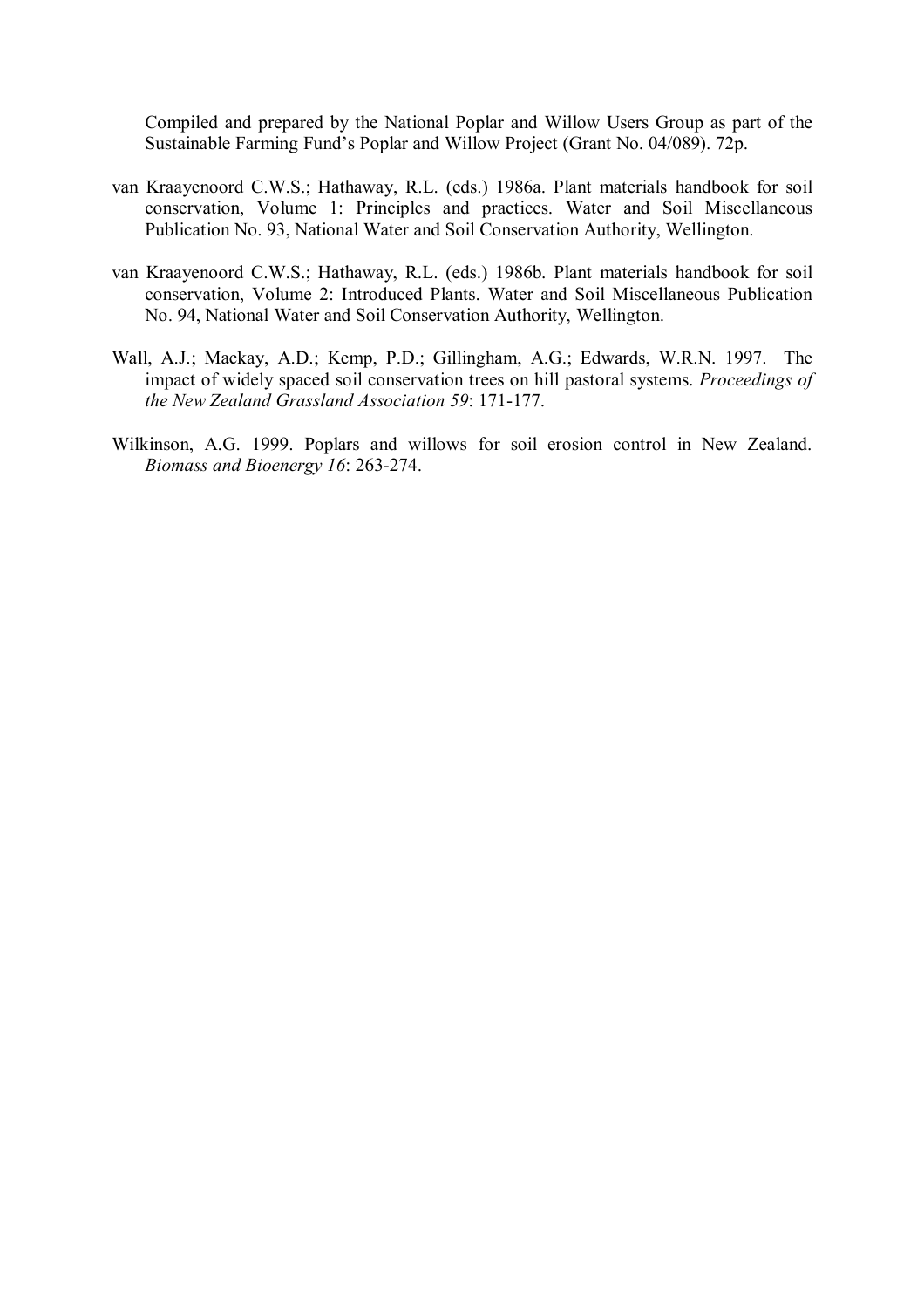Compiled and prepared by the National Poplar and Willow Users Group as part of the Sustainable Farming Fund's Poplar and Willow Project (Grant No. 04/089). 72p.

van Kraayenoord C.W.S.; Hathaway, R.L. (eds.) 1986a. Plant materials handbook for soil conservation, Volume 1: Principles and practices. Water and Soil Miscellaneous Publication No. 93, National Water and Soil Conservation Authority, Wellington.

van Kraayenoord C.W.S.; Hathaway, R.L. (eds.) 1986b. Plant materials handbook for soil conservation, Volume 2: Introduced Plants. Water and Soil Miscellaneous Publication No. 94, National Water and Soil Conservation Authority, Wellington.

Wall, A.J.; Mackay, A.D.; Kemp, P.D.; Gillingham, A.G.; Edwards, W.R.N. 1997. The impact of widely spaced soil conservation trees on hill pastoral systems. *Proceedings of the New Zealand Grassland Association 59*: 171-177.

Wilkinson, A.G. 1999. Poplars and willows for soil erosion control in New Zealand. *Biomass and Bioenergy 16*: 263-274.